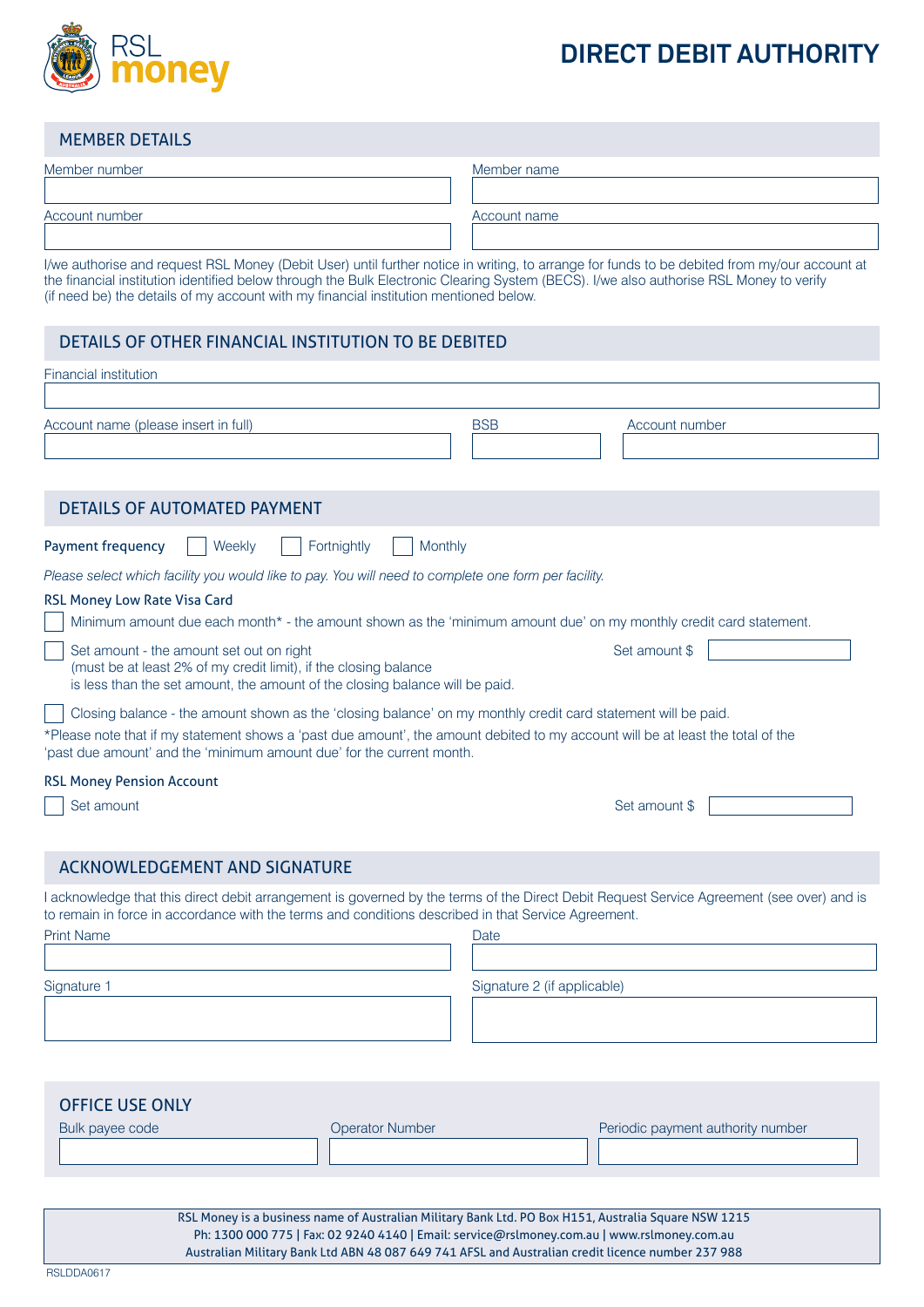RSL money

# DIRECT DEBIT AUTHORITY

## MEMBER DETAILS

Member number

Member name

Account number

Account name

I/we authorise and request RSL Money (Debit User) until further notice in writing, to arrange for funds to be debited from my/our account at the financial institution identified below through the Bulk Electronic Clearing System (BECS). I/we also authorise RSL Money to verify (if need be) the details of my account with my financial institution mentioned below.

## DETAILS OF OTHER FINANCIAL INSTITUTION TO BE DEBITED

Financial institution

Account name (please insert in full)

BSB

Account number

## DETAILS OF AUTOMATED PAYMENT

**Payment frequency** ☐ Weekly ☐ Fortnightly ☐ Monthly

*Please select which facility you would like to pay. You will need to complete one form per facility.*

**RSL Money Low Rate Visa Card**

☐ Minimum amount due each month* - the amount shown as the 'minimum amount due' on my monthly credit card statement.

☐ Set amount - the amount set out on right (must be at least 2% of my credit limit), if the closing balance is less than the set amount, the amount of the closing balance will be paid.

Set amount $

☐ Closing balance - the amount shown as the 'closing balance' on my monthly credit card statement will be paid.

*Please note that if my statement shows a 'past due amount', the amount debited to my account will be at least the total of the 'past due amount' and the 'minimum amount due' for the current month.

**RSL Money Pension Account**

☐ Set amount

Set amount $

## ACKNOWLEDGEMENT AND SIGNATURE

I acknowledge that this direct debit arrangement is governed by the terms of the Direct Debit Request Service Agreement (see over) and is to remain in force in accordance with the terms and conditions described in that Service Agreement.

Print Name

Date

Signature 1

Signature 2 (if applicable)

## OFFICE USE ONLY

Bulk payee code

Operator Number

Periodic payment authority number

RSL Money is a business name of Australian Military Bank Ltd. PO Box H151, Australia Square NSW 1215
Ph: 1300 000 775 | Fax: 02 9240 4140 | Email: service@rslmoney.com.au | www.rslmoney.com.au
Australian Military Bank Ltd ABN 48 087 649 741 AFSL and Australian credit licence number 237 988

RSLDDA0617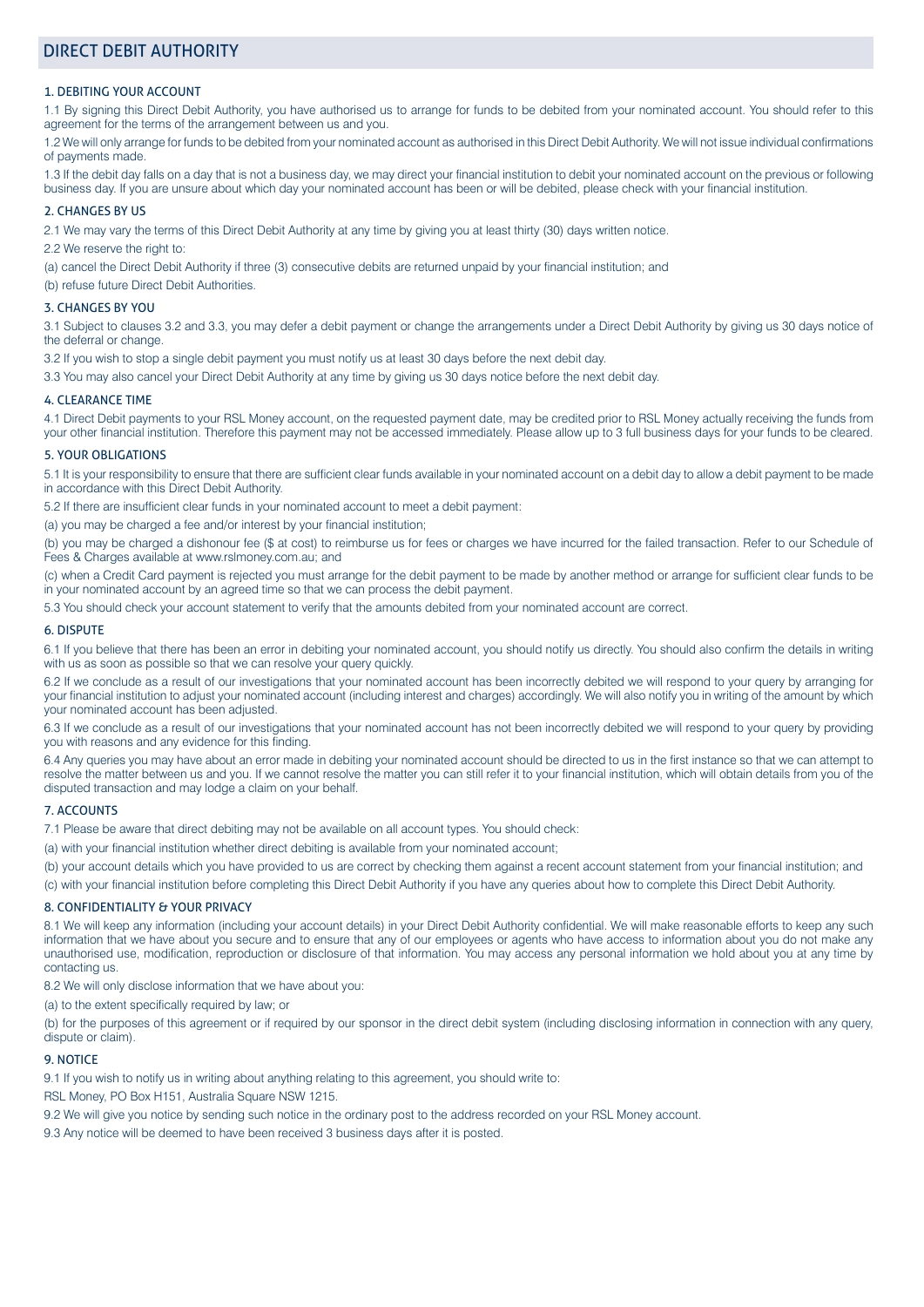# DIRECT DEBIT AUTHORITY

## 1. DEBITING YOUR ACCOUNT

1.1 By signing this Direct Debit Authority, you have authorised us to arrange for funds to be debited from your nominated account. You should refer to this agreement for the terms of the arrangement between us and you.

1.2 We will only arrange for funds to be debited from your nominated account as authorised in this Direct Debit Authority. We will not issue individual confirmations of payments made.

1.3 If the debit day falls on a day that is not a business day, we may direct your financial institution to debit your nominated account on the previous or following business day. If you are unsure about which day your nominated account has been or will be debited, please check with your financial institution.

## 2. CHANGES BY US

2.1 We may vary the terms of this Direct Debit Authority at any time by giving you at least thirty (30) days written notice.

2.2 We reserve the right to:

(a) cancel the Direct Debit Authority if three (3) consecutive debits are returned unpaid by your financial institution; and

(b) refuse future Direct Debit Authorities.

## 3. CHANGES BY YOU

3.1 Subject to clauses 3.2 and 3.3, you may defer a debit payment or change the arrangements under a Direct Debit Authority by giving us 30 days notice of the deferral or change.

3.2 If you wish to stop a single debit payment you must notify us at least 30 days before the next debit day.

3.3 You may also cancel your Direct Debit Authority at any time by giving us 30 days notice before the next debit day.

## 4. CLEARANCE TIME

4.1 Direct Debit payments to your RSL Money account, on the requested payment date, may be credited prior to RSL Money actually receiving the funds from your other financial institution. Therefore this payment may not be accessed immediately. Please allow up to 3 full business days for your funds to be cleared.

## 5. YOUR OBLIGATIONS

5.1 It is your responsibility to ensure that there are sufficient clear funds available in your nominated account on a debit day to allow a debit payment to be made in accordance with this Direct Debit Authority.

5.2 If there are insufficient clear funds in your nominated account to meet a debit payment:

(a) you may be charged a fee and/or interest by your financial institution;

(b) you may be charged a dishonour fee ($ at cost) to reimburse us for fees or charges we have incurred for the failed transaction. Refer to our Schedule of Fees & Charges available at www.rslmoney.com.au; and

(c) when a Credit Card payment is rejected you must arrange for the debit payment to be made by another method or arrange for sufficient clear funds to be in your nominated account by an agreed time so that we can process the debit payment.

5.3 You should check your account statement to verify that the amounts debited from your nominated account are correct.

## 6. DISPUTE

6.1 If you believe that there has been an error in debiting your nominated account, you should notify us directly. You should also confirm the details in writing with us as soon as possible so that we can resolve your query quickly.

6.2 If we conclude as a result of our investigations that your nominated account has been incorrectly debited we will respond to your query by arranging for your financial institution to adjust your nominated account (including interest and charges) accordingly. We will also notify you in writing of the amount by which your nominated account has been adjusted.

6.3 If we conclude as a result of our investigations that your nominated account has not been incorrectly debited we will respond to your query by providing you with reasons and any evidence for this finding.

6.4 Any queries you may have about an error made in debiting your nominated account should be directed to us in the first instance so that we can attempt to resolve the matter between us and you. If we cannot resolve the matter you can still refer it to your financial institution, which will obtain details from you of the disputed transaction and may lodge a claim on your behalf.

## 7. ACCOUNTS

7.1 Please be aware that direct debiting may not be available on all account types. You should check:

(a) with your financial institution whether direct debiting is available from your nominated account;

(b) your account details which you have provided to us are correct by checking them against a recent account statement from your financial institution; and

(c) with your financial institution before completing this Direct Debit Authority if you have any queries about how to complete this Direct Debit Authority.

## 8. CONFIDENTIALITY & YOUR PRIVACY

8.1 We will keep any information (including your account details) in your Direct Debit Authority confidential. We will make reasonable efforts to keep any such information that we have about you secure and to ensure that any of our employees or agents who have access to information about you do not make any unauthorised use, modification, reproduction or disclosure of that information. You may access any personal information we hold about you at any time by contacting us.

8.2 We will only disclose information that we have about you:

(a) to the extent specifically required by law; or

(b) for the purposes of this agreement or if required by our sponsor in the direct debit system (including disclosing information in connection with any query, dispute or claim).

## 9. NOTICE

9.1 If you wish to notify us in writing about anything relating to this agreement, you should write to:

RSL Money, PO Box H151, Australia Square NSW 1215.

9.2 We will give you notice by sending such notice in the ordinary post to the address recorded on your RSL Money account.

9.3 Any notice will be deemed to have been received 3 business days after it is posted.